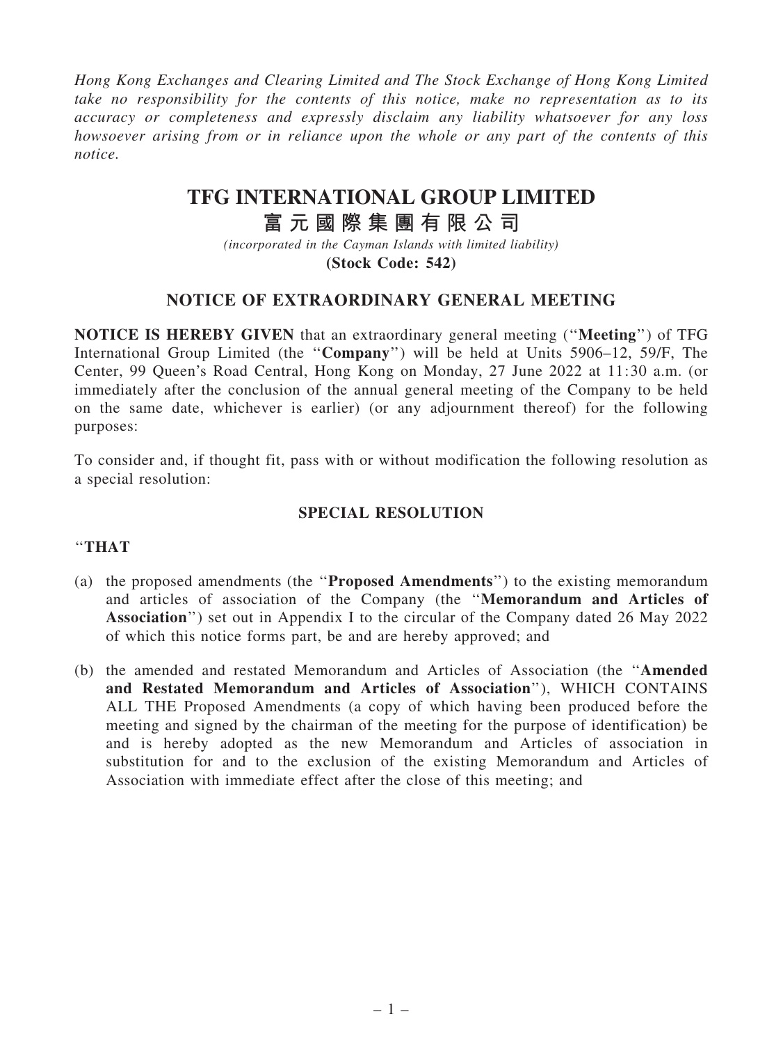*Hong Kong Exchanges and Clearing Limited and The Stock Exchange of Hong Kong Limited take no responsibility for the contents of this notice, make no representation as to its accuracy or completeness and expressly disclaim any liability whatsoever for any loss howsoever arising from or in reliance upon the whole or any part of the contents of this notice.*

# TFG INTERNATIONAL GROUP LIMITED

# 富元國際集團有限公司

*(incorporated in the Cayman Islands with limited liability)*

**(Stock Code: 542)**

## NOTICE OF EXTRAORDINARY GENERAL MEETING

**NOTICE IS HEREBY GIVEN** that an extraordinary general meeting (''**Meeting**'') of TFG International Group Limited (the ''**Company**'') will be held at Units 5906–12, 59/F, The Center, 99 Queen's Road Central, Hong Kong on Monday, 27 June 2022 at 11:30 a.m. (or immediately after the conclusion of the annual general meeting of the Company to be held on the same date, whichever is earlier) (or any adjournment thereof) for the following purposes:

To consider and, if thought fit, pass with or without modification the following resolution as a special resolution:

### SPECIAL RESOLUTION

''**THAT**

(a) the proposed amendments (the ''**Proposed Amendments**'') to the existing memorandum and articles of association of the Company (the ''**Memorandum and Articles of Association**'') set out in Appendix I to the circular of the Company dated 26 May 2022 of which this notice forms part, be and are hereby approved; and

(b) the amended and restated Memorandum and Articles of Association (the ''**Amended and Restated Memorandum and Articles of Association**''), WHICH CONTAINS ALL THE Proposed Amendments (a copy of which having been produced before the meeting and signed by the chairman of the meeting for the purpose of identification) be and is hereby adopted as the new Memorandum and Articles of association in substitution for and to the exclusion of the existing Memorandum and Articles of Association with immediate effect after the close of this meeting; and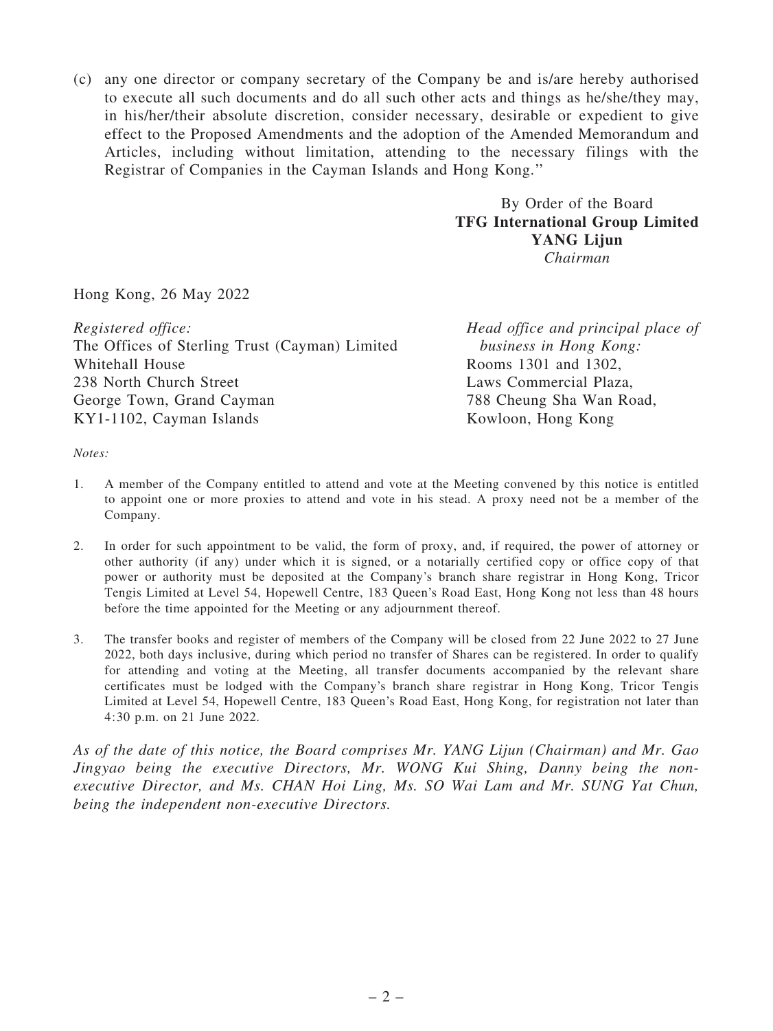(c) any one director or company secretary of the Company be and is/are hereby authorised to execute all such documents and do all such other acts and things as he/she/they may, in his/her/their absolute discretion, consider necessary, desirable or expedient to give effect to the Proposed Amendments and the adoption of the Amended Memorandum and Articles, including without limitation, attending to the necessary filings with the Registrar of Companies in the Cayman Islands and Hong Kong."

By Order of the Board
**TFG International Group Limited**
**YANG Lijun**
*Chairman*

Hong Kong, 26 May 2022

*Registered office:*
The Offices of Sterling Trust (Cayman) Limited
Whitehall House
238 North Church Street
George Town, Grand Cayman
KY1-1102, Cayman Islands

*Head office and principal place of business in Hong Kong:*
Rooms 1301 and 1302,
Laws Commercial Plaza,
788 Cheung Sha Wan Road,
Kowloon, Hong Kong

*Notes:*

1. A member of the Company entitled to attend and vote at the Meeting convened by this notice is entitled to appoint one or more proxies to attend and vote in his stead. A proxy need not be a member of the Company.

2. In order for such appointment to be valid, the form of proxy, and, if required, the power of attorney or other authority (if any) under which it is signed, or a notarially certified copy or office copy of that power or authority must be deposited at the Company's branch share registrar in Hong Kong, Tricor Tengis Limited at Level 54, Hopewell Centre, 183 Queen's Road East, Hong Kong not less than 48 hours before the time appointed for the Meeting or any adjournment thereof.

3. The transfer books and register of members of the Company will be closed from 22 June 2022 to 27 June 2022, both days inclusive, during which period no transfer of Shares can be registered. In order to qualify for attending and voting at the Meeting, all transfer documents accompanied by the relevant share certificates must be lodged with the Company's branch share registrar in Hong Kong, Tricor Tengis Limited at Level 54, Hopewell Centre, 183 Queen's Road East, Hong Kong, for registration not later than 4:30 p.m. on 21 June 2022.

*As of the date of this notice, the Board comprises Mr. YANG Lijun (Chairman) and Mr. Gao Jingyao being the executive Directors, Mr. WONG Kui Shing, Danny being the non-executive Director, and Ms. CHAN Hoi Ling, Ms. SO Wai Lam and Mr. SUNG Yat Chun, being the independent non-executive Directors.*